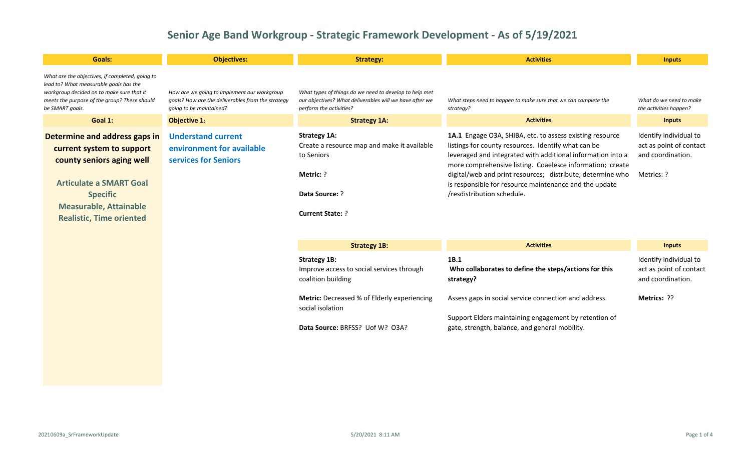# Senior Age Band Workgroup - Strategic Framework Development - As of 5/19/2021

| Goals: | Objectives: | Strategy: | Activities | Inputs |
|---|---|---|---|---|
| *What are the objectives, if completed, going to lead to? What measurable goals has the workgroup decided on to make sure that it meets the purpose of the group? These should be SMART goals.* | *How are we going to implement our workgroup goals? How are the deliverables from the strategy going to be maintained?* | *What types of things do we need to develop to help met our objectives? What deliverables will we have after we perform the activities?* | *What steps need to happen to make sure that we can complete the strategy?* | *What do we need to make the activities happen?* |
| **Goal 1:** | **Objective 1**: | **Strategy 1A:** | **Activities** | **Inputs** |
| **Determine and address gaps in current system to support county seniors aging well**<br><br>**Articulate a SMART Goal Specific Measurable, Attainable Realistic, Time oriented** | **Understand current environment for available services for Seniors** | **Strategy 1A:**<br>Create a resource map and make it available to Seniors<br><br>**Metric:** ?<br><br>**Data Source:** ?<br><br>**Current State:** ? | **1A.1** Engage O3A, SHIBA, etc. to assess existing resource listings for county resources. Identify what can be leveraged and integrated with additional information into a more comprehensive listing. Coaelesce information; create digital/web and print resources; distribute; determine who is responsible for resource maintenance and the update /resdistribution schedule. | Identify individual to act as point of contact and coordination.<br><br>Metrics: ? |
| | | **Strategy 1B:** | **Activities** | **Inputs** |
| | | **Strategy 1B:**<br>Improve access to social services through coalition building<br><br>**Metric:** Decreased % of Elderly experiencing social isolation<br><br>**Data Source:** BRFSS? Uof W? O3A? | **1B.1**<br>**Who collaborates to define the steps/actions for this strategy?**<br><br>Assess gaps in social service connection and address.<br><br>Support Elders maintaining engagement by retention of gate, strength, balance, and general mobility. | Identify individual to act as point of contact and coordination.<br><br>**Metrics:** ?? |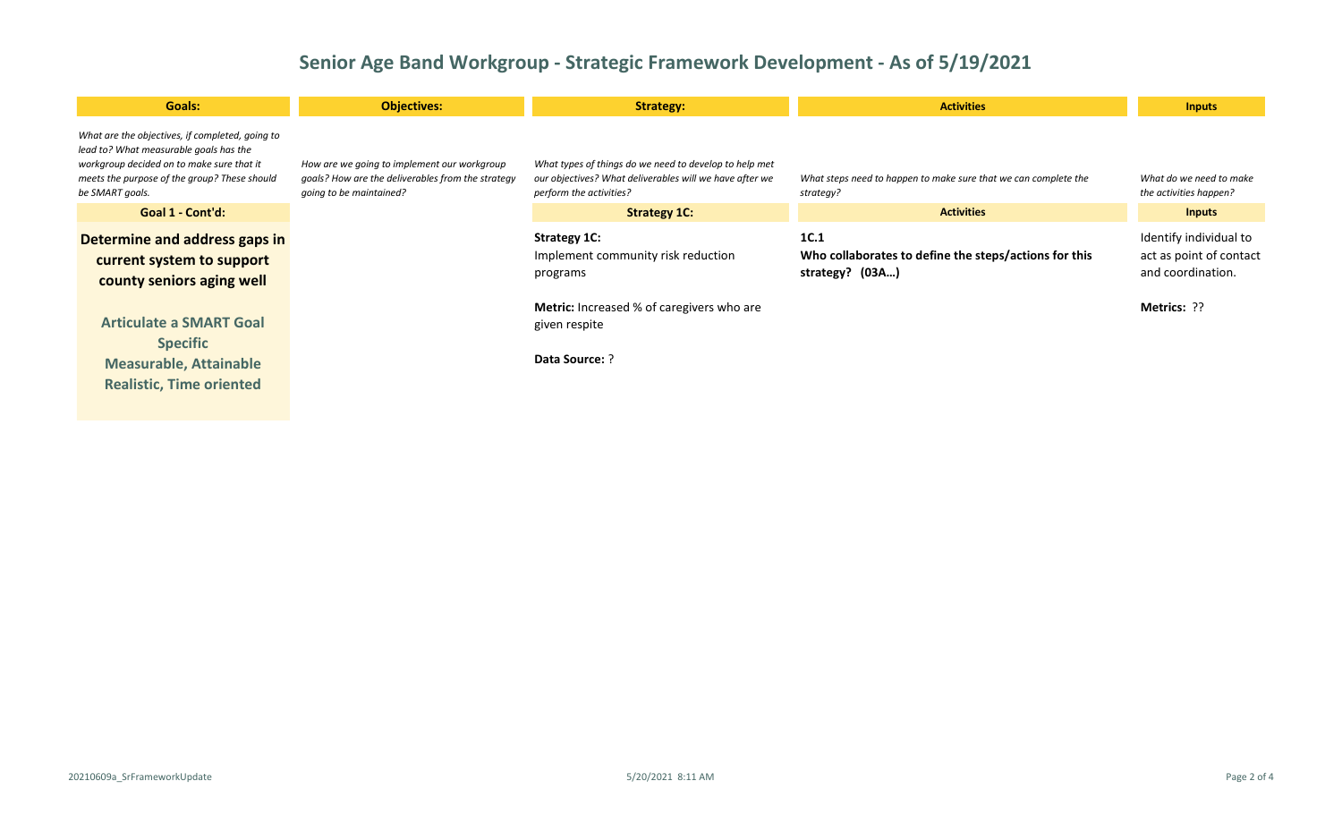# Senior Age Band Workgroup - Strategic Framework Development - As of 5/19/2021

| Goals: | Objectives: | Strategy: | Activities | Inputs |
|---|---|---|---|---|
| *What are the objectives, if completed, going to lead to? What measurable goals has the workgroup decided on to make sure that it meets the purpose of the group? These should be SMART goals.* | *How are we going to implement our workgroup goals? How are the deliverables from the strategy going to be maintained?* | *What types of things do we need to develop to help met our objectives? What deliverables will we have after we perform the activities?* | *What steps need to happen to make sure that we can complete the strategy?* | *What do we need to make the activities happen?* |
| **Goal 1 - Cont'd:** | | **Strategy 1C:** | **Activities** | **Inputs** |
| **Determine and address gaps in current system to support county seniors aging well**<br><br>**Articulate a SMART Goal Specific Measurable, Attainable Realistic, Time oriented** | | **Strategy 1C:**<br>Implement community risk reduction programs<br><br>**Metric:** Increased % of caregivers who are given respite<br><br>**Data Source:** ? | **1C.1**<br>**Who collaborates to define the steps/actions for this strategy? (03A…)** | Identify individual to act as point of contact and coordination.<br><br>**Metrics:** ?? |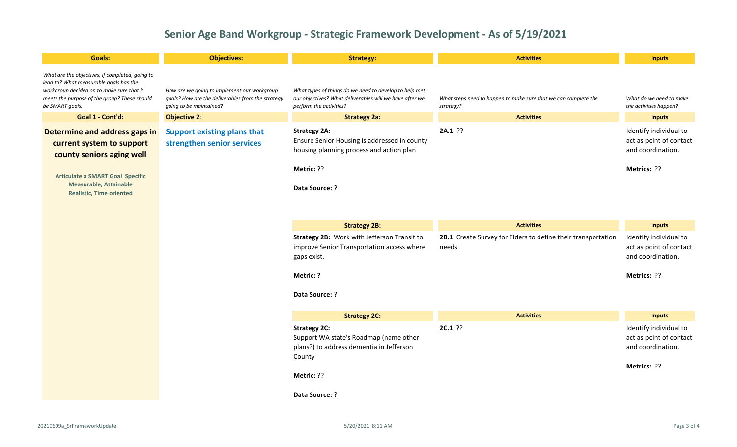# Senior Age Band Workgroup - Strategic Framework Development - As of 5/19/2021

| Goals: | Objectives: | Strategy: | Activities | Inputs |
|---|---|---|---|---|
| *What are the objectives, if completed, going to lead to? What measurable goals has the workgroup decided on to make sure that it meets the purpose of the group? These should be SMART goals.* | *How are we going to implement our workgroup goals? How are the deliverables from the strategy going to be maintained?* | *What types of things do we need to develop to help met our objectives? What deliverables will we have after we perform the activities?* | *What steps need to happen to make sure that we can complete the strategy?* | *What do we need to make the activities happen?* |
| **Goal 1 - Cont'd:** | **Objective 2**: | **Strategy 2a:** | **Activities** | **Inputs** |
| **Determine and address gaps in current system to support county seniors aging well**<br><br>**Articulate a SMART Goal Specific Measurable, Attainable Realistic, Time oriented** | **Support existing plans that strengthen senior services** | **Strategy 2A:**<br>Ensure Senior Housing is addressed in county housing planning process and action plan<br><br>**Metric:** ??<br><br>**Data Source:** ? | **2A.1** ?? | Identify individual to act as point of contact and coordination.<br><br>**Metrics:** ?? |
| | | **Strategy 2B:** | **Activities** | **Inputs** |
| | | **Strategy 2B:** Work with Jefferson Transit to improve Senior Transportation access where gaps exist.<br><br>**Metric: ?**<br><br>**Data Source:** ? | **2B.1** Create Survey for Elders to define their transportation needs | Identify individual to act as point of contact and coordination.<br><br>**Metrics:** ?? |
| | | **Strategy 2C:** | **Activities** | **Inputs** |
| | | **Strategy 2C:**<br>Support WA state's Roadmap (name other plans?) to address dementia in Jefferson County<br><br>**Metric:** ??<br><br>**Data Source:** ? | **2C.1** ?? | Identify individual to act as point of contact and coordination.<br><br>**Metrics:** ?? |

20210609a_SrFrameworkUpdate 5/20/2021 8:11 AM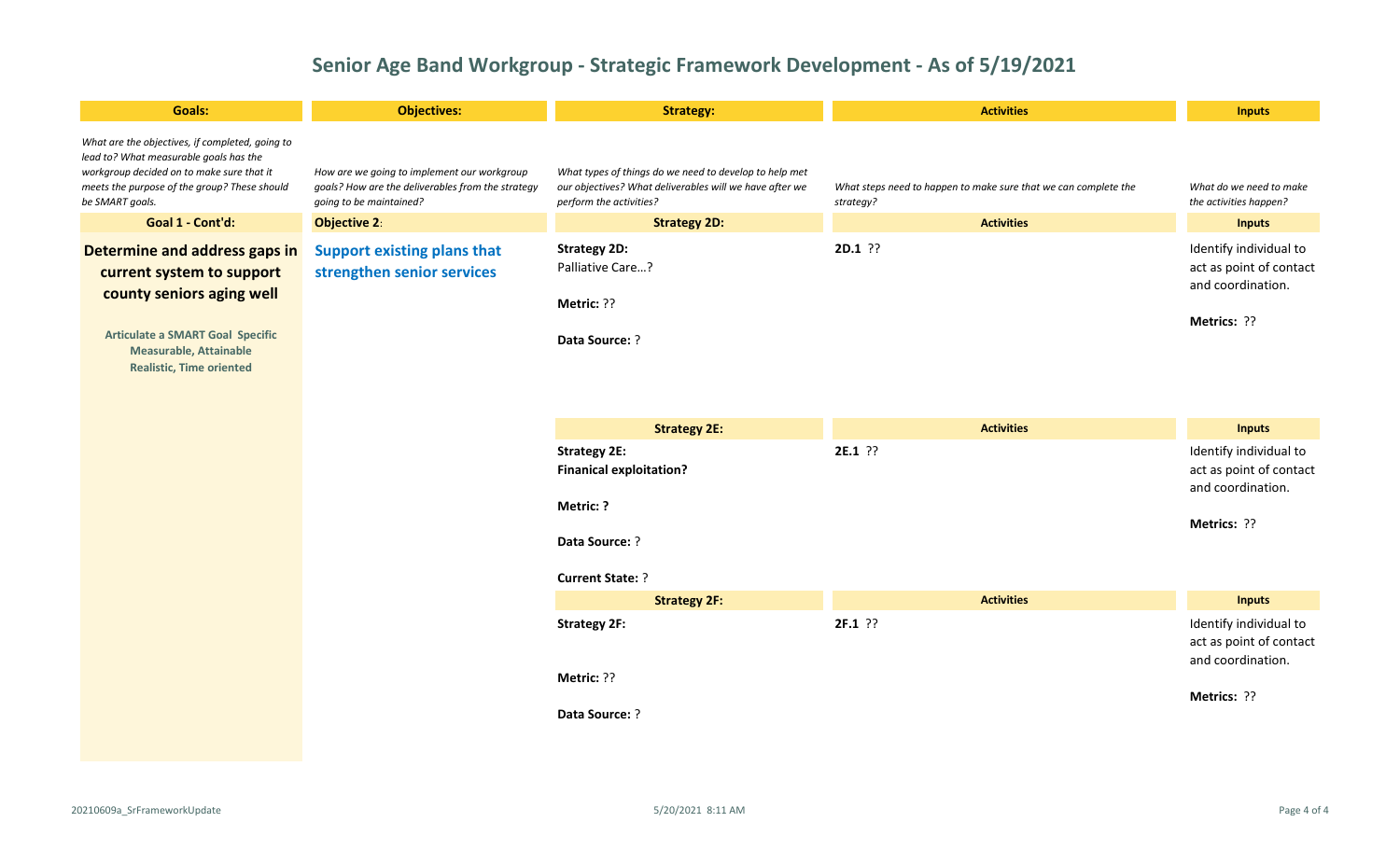# Senior Age Band Workgroup - Strategic Framework Development - As of 5/19/2021

| Goals: | Objectives: | Strategy: | Activities | Inputs |
|---|---|---|---|---|
| *What are the objectives, if completed, going to lead to? What measurable goals has the workgroup decided on to make sure that it meets the purpose of the group? These should be SMART goals.* | *How are we going to implement our workgroup goals? How are the deliverables from the strategy going to be maintained?* | *What types of things do we need to develop to help met our objectives? What deliverables will we have after we perform the activities?* | *What steps need to happen to make sure that we can complete the strategy?* | *What do we need to make the activities happen?* |
| **Goal 1 - Cont'd:** | **Objective 2**: | **Strategy 2D:** | **Activities** | **Inputs** |
| **Determine and address gaps in current system to support county seniors aging well**<br><br>**Articulate a SMART Goal Specific Measurable, Attainable Realistic, Time oriented** | **Support existing plans that strengthen senior services** | **Strategy 2D:**<br>Palliative Care...?<br><br>**Metric:** ??<br><br>**Data Source:** ? | **2D.1** ?? | Identify individual to act as point of contact and coordination.<br><br>**Metrics:** ?? |
| | | **Strategy 2E:** | **Activities** | **Inputs** |
| | | **Strategy 2E:**<br>**Finanical exploitation?**<br><br>**Metric: ?**<br><br>**Data Source:** ?<br><br>**Current State:** ? | **2E.1** ?? | Identify individual to act as point of contact and coordination.<br><br>**Metrics:** ?? |
| | | **Strategy 2F:** | **Activities** | **Inputs** |
| | | **Strategy 2F:**<br><br>**Metric:** ??<br><br>**Data Source:** ? | **2F.1** ?? | Identify individual to act as point of contact and coordination.<br><br>**Metrics:** ?? |

20210609a_SrFrameworkUpdate

5/20/2021 8:11 AM